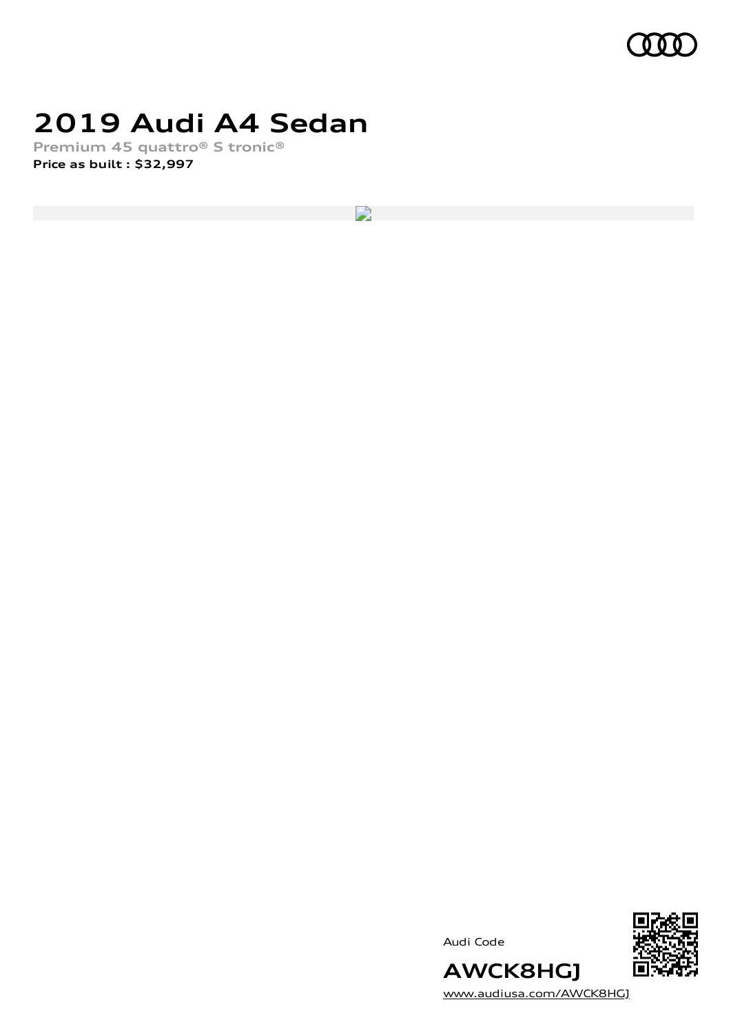# 2019 Audi A4 Sedan

Premium 45 quattro® S tronic®

**Price as built : $32,997**

Audi Code

**AWCK8HGJ**

[www.audiusa.com/AWCK8HGJ](www.audiusa.com/AWCK8HGJ)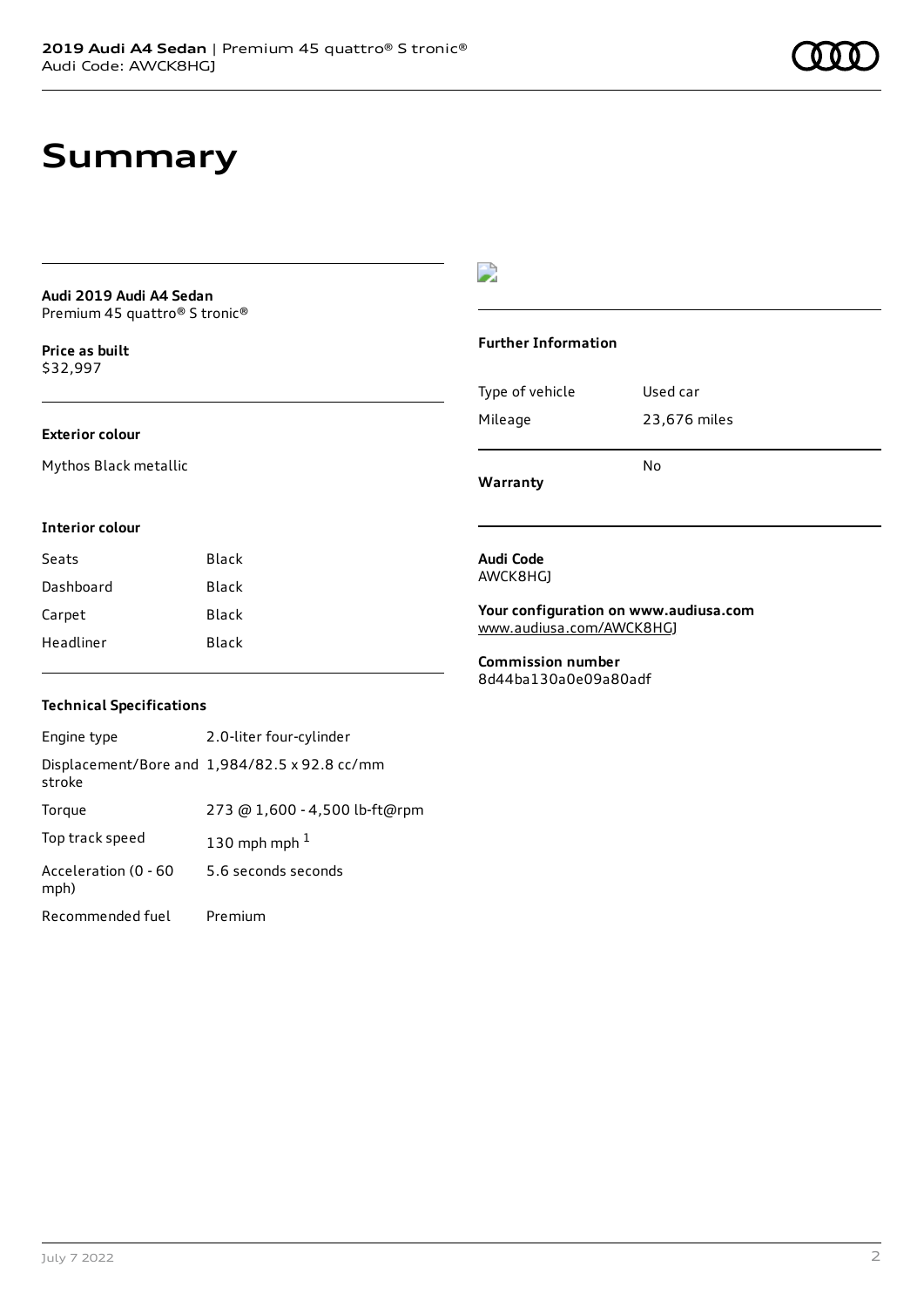# Summary

**Audi 2019 Audi A4 Sedan**
Premium 45 quattro® S tronic®

**Price as built**
$32,997

### Exterior colour

Mythos Black metallic

### Interior colour

| | |
|---|---|
| Seats | Black |
| Dashboard | Black |
| Carpet | Black |
| Headliner | Black |

### Technical Specifications

| | |
|---|---|
| Engine type | 2.0-liter four-cylinder |
| Displacement/Bore and stroke | 1,984/82.5 x 92.8 cc/mm |
| Torque | 273 @ 1,600 - 4,500 lb-ft@rpm |
| Top track speed | 130 mph mph [1] |
| Acceleration (0 - 60 mph) | 5.6 seconds seconds |
| Recommended fuel | Premium |

### Further Information

| | |
|---|---|
| Type of vehicle | Used car |
| Mileage | 23,676 miles |
| **Warranty** | No |

**Audi Code**
AWCK8HGJ

**Your configuration on www.audiusa.com**
www.audiusa.com/AWCK8HGJ

**Commission number**
8d44ba130a0e09a80adf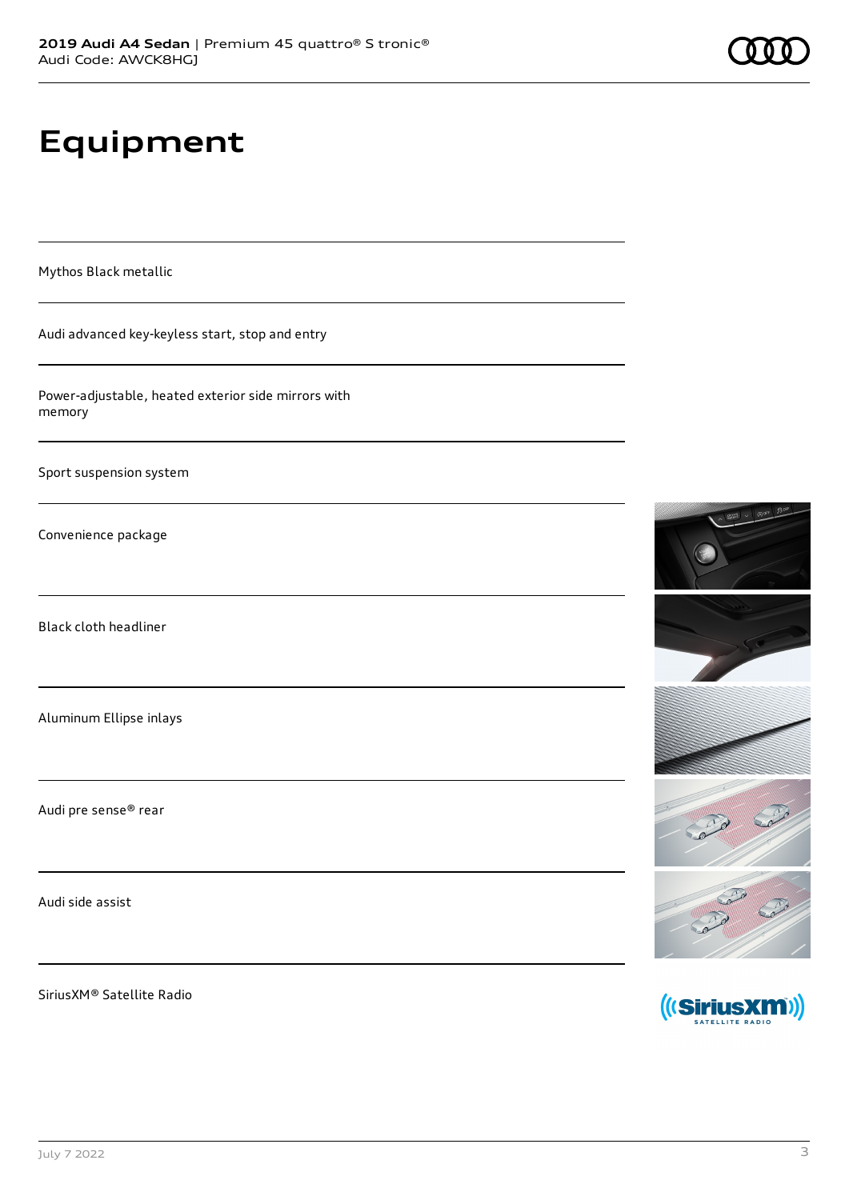# Equipment

Mythos Black metallic

Audi advanced key-keyless start, stop and entry

Power-adjustable, heated exterior side mirrors with memory

Sport suspension system

Convenience package

Black cloth headliner

Aluminum Ellipse inlays

Audi pre sense® rear

Audi side assist

SiriusXM® Satellite Radio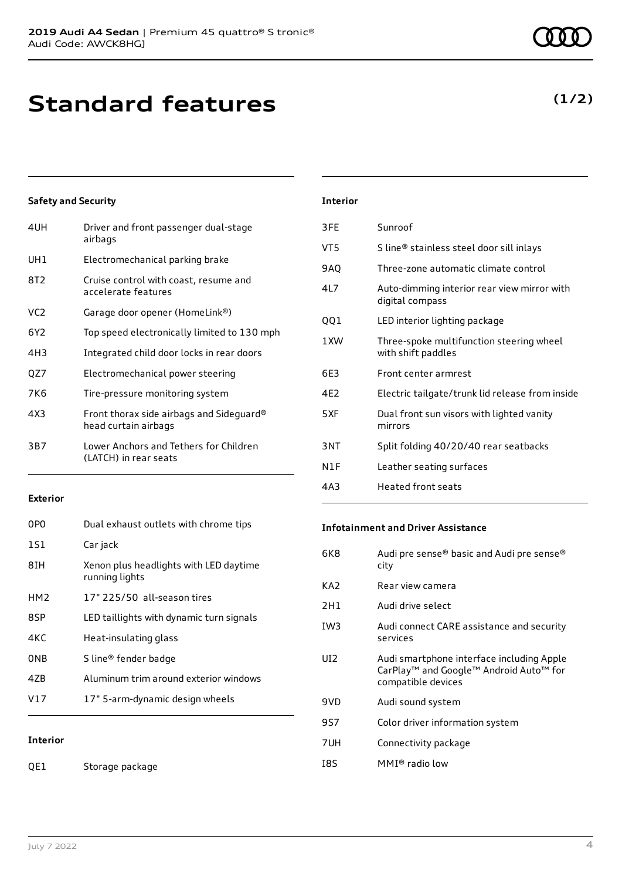# Standard features

**(1/2)**

### Safety and Security

| | |
|---|---|
| 4UH | Driver and front passenger dual-stage airbags |
| UH1 | Electromechanical parking brake |
| 8T2 | Cruise control with coast, resume and accelerate features |
| VC2 | Garage door opener (HomeLink®) |
| 6Y2 | Top speed electronically limited to 130 mph |
| 4H3 | Integrated child door locks in rear doors |
| QZ7 | Electromechanical power steering |
| 7K6 | Tire-pressure monitoring system |
| 4X3 | Front thorax side airbags and Sideguard® head curtain airbags |
| 3B7 | Lower Anchors and Tethers for Children (LATCH) in rear seats |

### Exterior

| | |
|---|---|
| 0P0 | Dual exhaust outlets with chrome tips |
| 1S1 | Car jack |
| 8IH | Xenon plus headlights with LED daytime running lights |
| HM2 | 17" 225/50 all-season tires |
| 8SP | LED taillights with dynamic turn signals |
| 4KC | Heat-insulating glass |
| 0NB | S line® fender badge |
| 4ZB | Aluminum trim around exterior windows |
| V17 | 17" 5-arm-dynamic design wheels |

### Interior

| | |
|---|---|
| QE1 | Storage package |
| 3FE | Sunroof |
| VT5 | S line® stainless steel door sill inlays |
| 9AQ | Three-zone automatic climate control |
| 4L7 | Auto-dimming interior rear view mirror with digital compass |
| QQ1 | LED interior lighting package |
| 1XW | Three-spoke multifunction steering wheel with shift paddles |
| 6E3 | Front center armrest |
| 4E2 | Electric tailgate/trunk lid release from inside |
| 5XF | Dual front sun visors with lighted vanity mirrors |
| 3NT | Split folding 40/20/40 rear seatbacks |
| N1F | Leather seating surfaces |
| 4A3 | Heated front seats |

### Infotainment and Driver Assistance

| | |
|---|---|
| 6K8 | Audi pre sense® basic and Audi pre sense® city |
| KA2 | Rear view camera |
| 2H1 | Audi drive select |
| IW3 | Audi connect CARE assistance and security services |
| UI2 | Audi smartphone interface including Apple CarPlay™ and Google™ Android Auto™ for compatible devices |
| 9VD | Audi sound system |
| 9S7 | Color driver information system |
| 7UH | Connectivity package |
| I8S | MMI® radio low |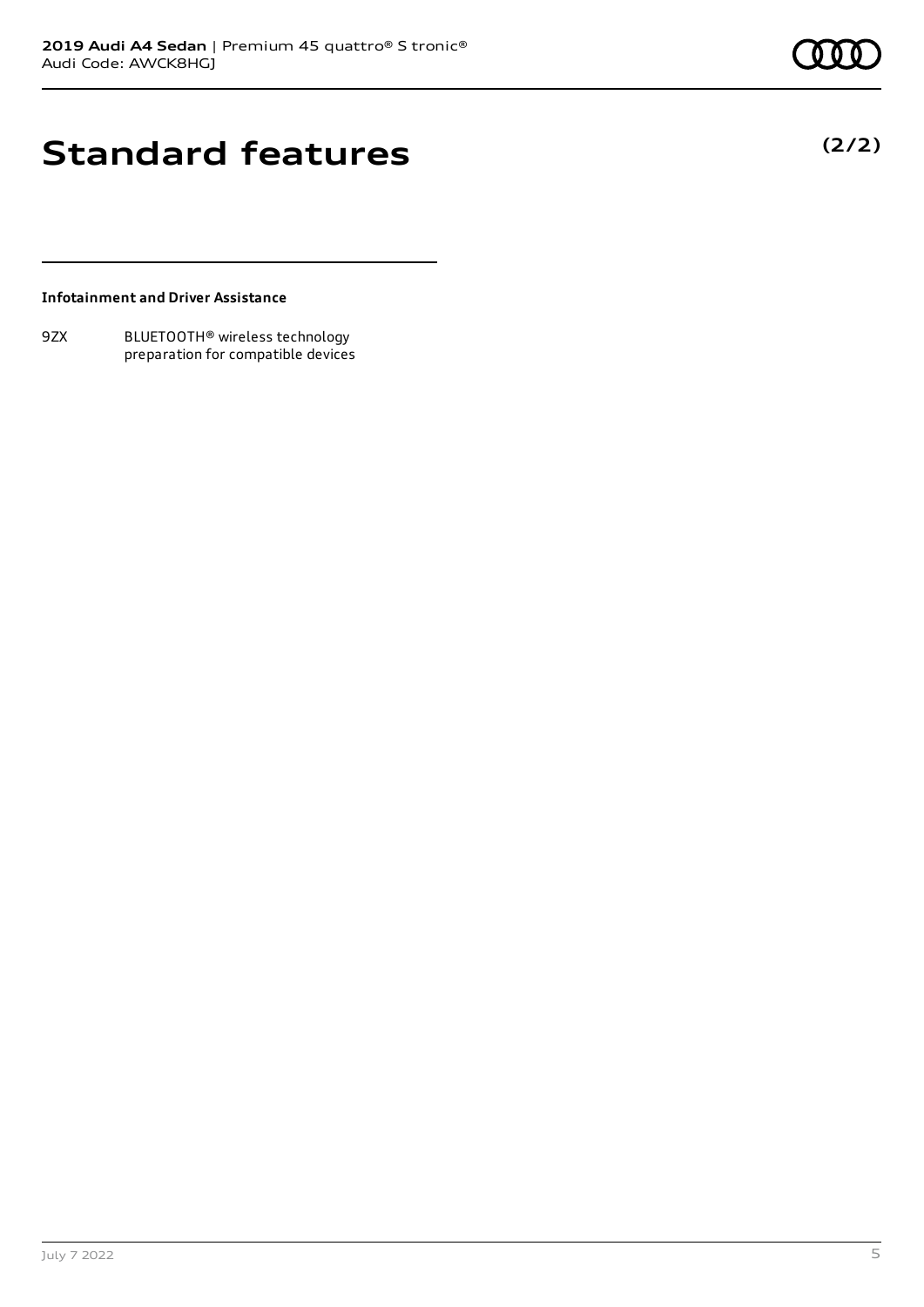# Standard features

**(2/2)**

**Infotainment and Driver Assistance**

| | |
|---|---|
| 9ZX | BLUETOOTH® wireless technology preparation for compatible devices |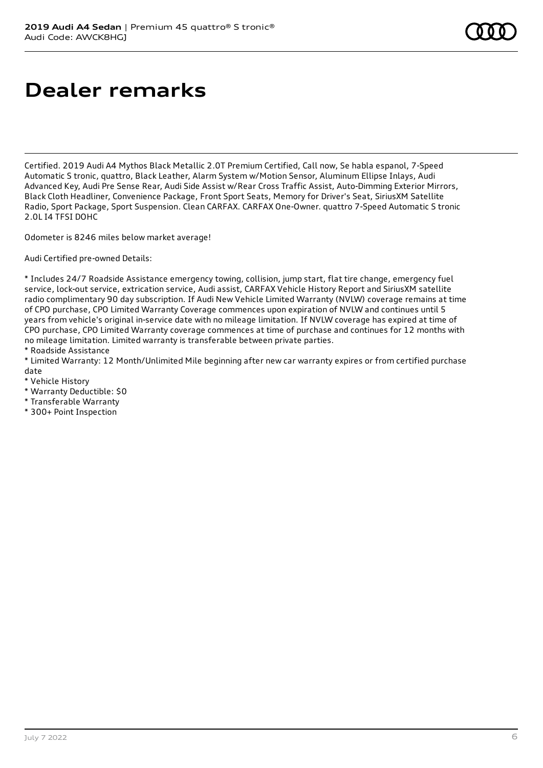# Dealer remarks

Certified. 2019 Audi A4 Mythos Black Metallic 2.0T Premium Certified, Call now, Se habla espanol, 7-Speed Automatic S tronic, quattro, Black Leather, Alarm System w/Motion Sensor, Aluminum Ellipse Inlays, Audi Advanced Key, Audi Pre Sense Rear, Audi Side Assist w/Rear Cross Traffic Assist, Auto-Dimming Exterior Mirrors, Black Cloth Headliner, Convenience Package, Front Sport Seats, Memory for Driver's Seat, SiriusXM Satellite Radio, Sport Package, Sport Suspension. Clean CARFAX. CARFAX One-Owner. quattro 7-Speed Automatic S tronic 2.0L I4 TFSI DOHC

Odometer is 8246 miles below market average!

Audi Certified pre-owned Details:

* Includes 24/7 Roadside Assistance emergency towing, collision, jump start, flat tire change, emergency fuel service, lock-out service, extrication service, Audi assist, CARFAX Vehicle History Report and SiriusXM satellite radio complimentary 90 day subscription. If Audi New Vehicle Limited Warranty (NVLW) coverage remains at time of CPO purchase, CPO Limited Warranty Coverage commences upon expiration of NVLW and continues until 5 years from vehicle's original in-service date with no mileage limitation. If NVLW coverage has expired at time of CPO purchase, CPO Limited Warranty coverage commences at time of purchase and continues for 12 months with no mileage limitation. Limited warranty is transferable between private parties.
* Roadside Assistance
* Limited Warranty: 12 Month/Unlimited Mile beginning after new car warranty expires or from certified purchase date
* Vehicle History
* Warranty Deductible: $0
* Transferable Warranty
* 300+ Point Inspection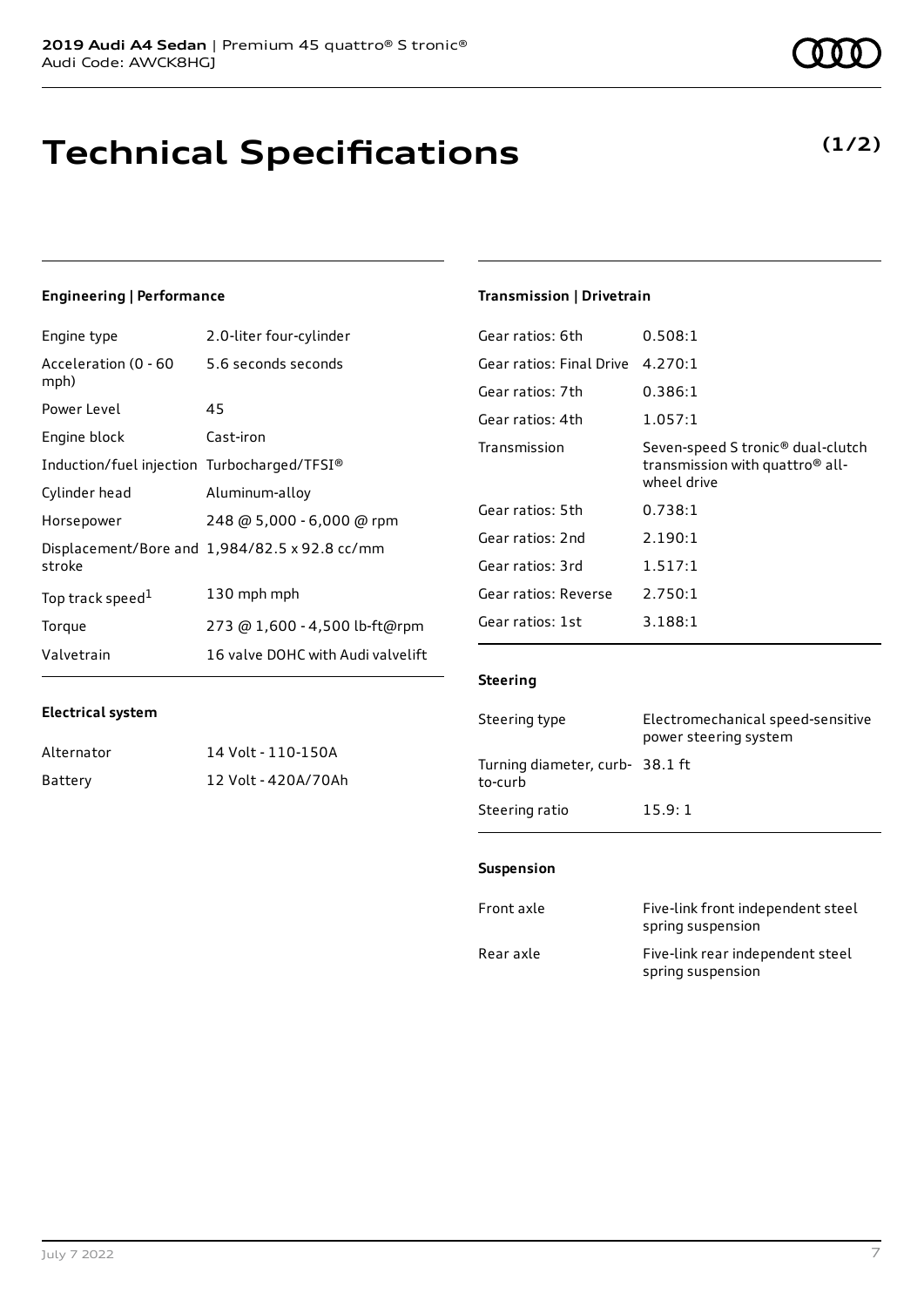# Technical Specifications

**(1/2)**

## Engineering | Performance

| | |
|---|---|
| Engine type | 2.0-liter four-cylinder |
| Acceleration (0 - 60 mph) | 5.6 seconds seconds |
| Power Level | 45 |
| Engine block | Cast-iron |
| Induction/fuel injection | Turbocharged/TFSI® |
| Cylinder head | Aluminum-alloy |
| Horsepower | 248 @ 5,000 - 6,000 @ rpm |
| Displacement/Bore and stroke | 1,984/82.5 x 92.8 cc/mm |
| Top track speed[1] | 130 mph mph |
| Torque | 273 @ 1,600 - 4,500 lb-ft@rpm |
| Valvetrain | 16 valve DOHC with Audi valvelift |

## Electrical system

| | |
|---|---|
| Alternator | 14 Volt - 110-150A |
| Battery | 12 Volt - 420A/70Ah |

## Transmission | Drivetrain

| | |
|---|---|
| Gear ratios: 6th | 0.508:1 |
| Gear ratios: Final Drive | 4.270:1 |
| Gear ratios: 7th | 0.386:1 |
| Gear ratios: 4th | 1.057:1 |
| Transmission | Seven-speed S tronic® dual-clutch transmission with quattro® all-wheel drive |
| Gear ratios: 5th | 0.738:1 |
| Gear ratios: 2nd | 2.190:1 |
| Gear ratios: 3rd | 1.517:1 |
| Gear ratios: Reverse | 2.750:1 |
| Gear ratios: 1st | 3.188:1 |

## Steering

| | |
|---|---|
| Steering type | Electromechanical speed-sensitive power steering system |
| Turning diameter, curb-to-curb | 38.1 ft |
| Steering ratio | 15.9: 1 |

## Suspension

| | |
|---|---|
| Front axle | Five-link front independent steel spring suspension |
| Rear axle | Five-link rear independent steel spring suspension |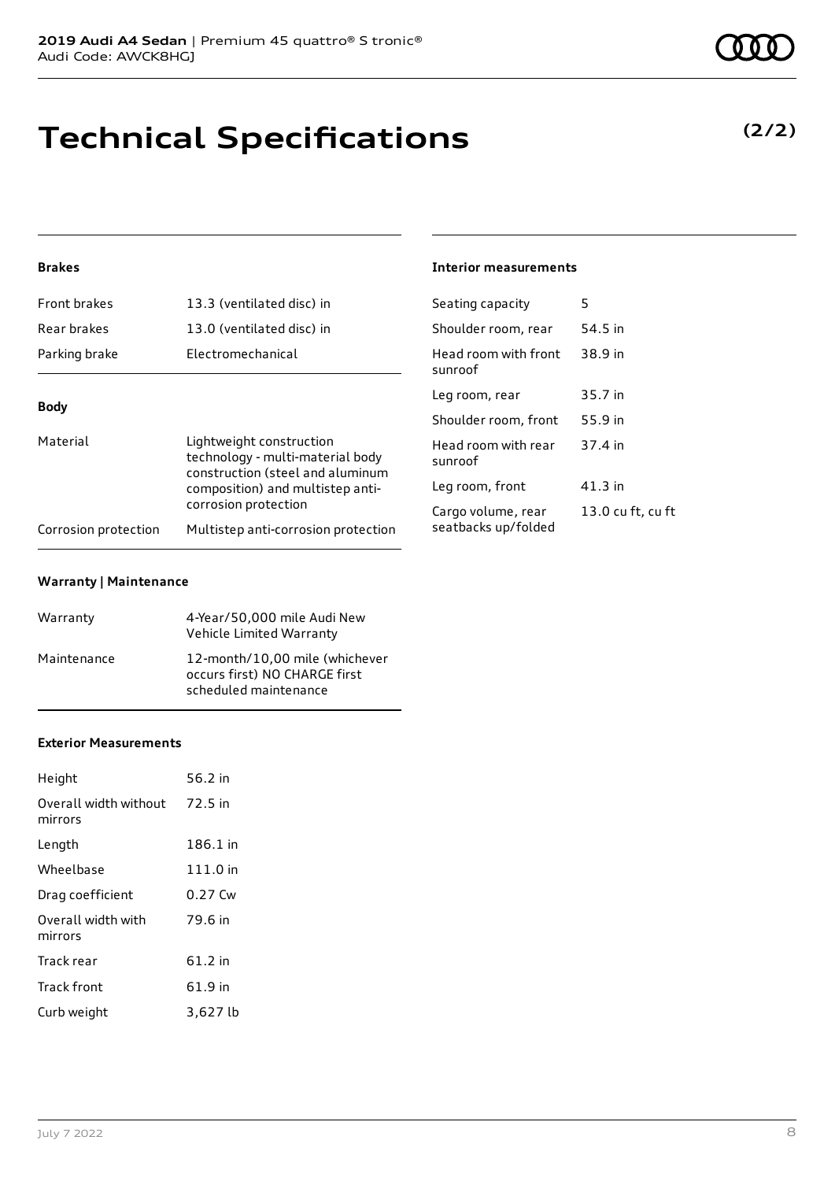# Technical Specifications

**(2/2)**

### Brakes

| | |
|---|---|
| Front brakes | 13.3 (ventilated disc) in |
| Rear brakes | 13.0 (ventilated disc) in |
| Parking brake | Electromechanical |

### Body

| | |
|---|---|
| Material | Lightweight construction technology - multi-material body construction (steel and aluminum composition) and multistep anti-corrosion protection |
| Corrosion protection | Multistep anti-corrosion protection |

### Warranty | Maintenance

| | |
|---|---|
| Warranty | 4-Year/50,000 mile Audi New Vehicle Limited Warranty |
| Maintenance | 12-month/10,00 mile (whichever occurs first) NO CHARGE first scheduled maintenance |

### Exterior Measurements

| | |
|---|---|
| Height | 56.2 in |
| Overall width without mirrors | 72.5 in |
| Length | 186.1 in |
| Wheelbase | 111.0 in |
| Drag coefficient | 0.27 Cw |
| Overall width with mirrors | 79.6 in |
| Track rear | 61.2 in |
| Track front | 61.9 in |
| Curb weight | 3,627 lb |

### Interior measurements

| | |
|---|---|
| Seating capacity | 5 |
| Shoulder room, rear | 54.5 in |
| Head room with front sunroof | 38.9 in |
| Leg room, rear | 35.7 in |
| Shoulder room, front | 55.9 in |
| Head room with rear sunroof | 37.4 in |
| Leg room, front | 41.3 in |
| Cargo volume, rear seatbacks up/folded | 13.0 cu ft, cu ft |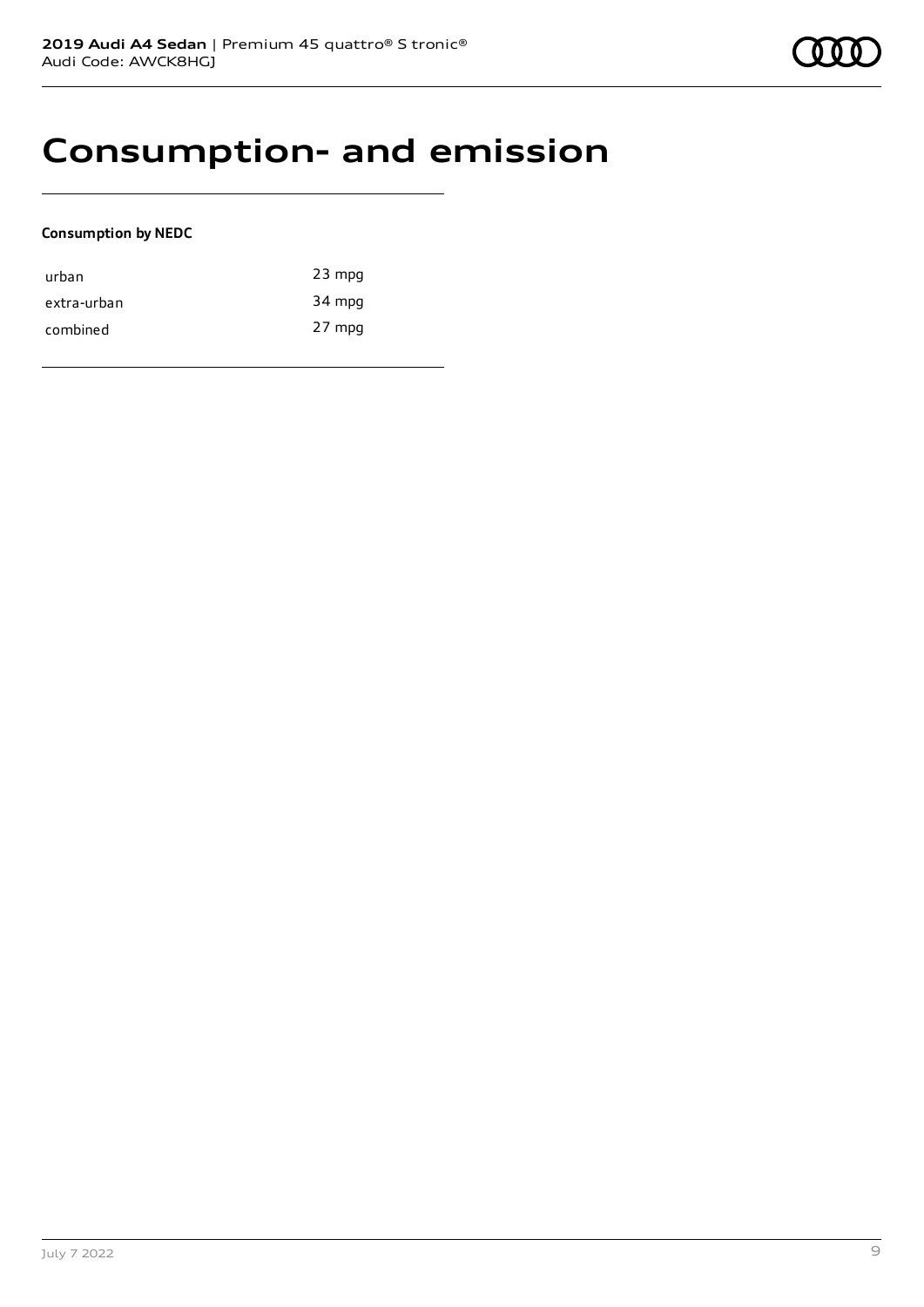# Consumption- and emission

**Consumption by NEDC**

| | |
|---|---|
| urban | 23 mpg |
| extra-urban | 34 mpg |
| combined | 27 mpg |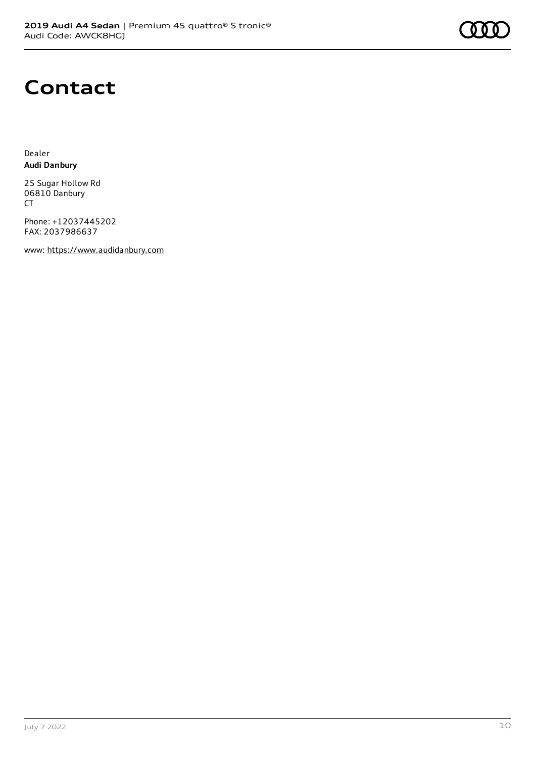# Contact

Dealer
**Audi Danbury**

25 Sugar Hollow Rd
06810 Danbury
CT

Phone: +12037445202
FAX: 2037986637

www: https://www.audidanbury.com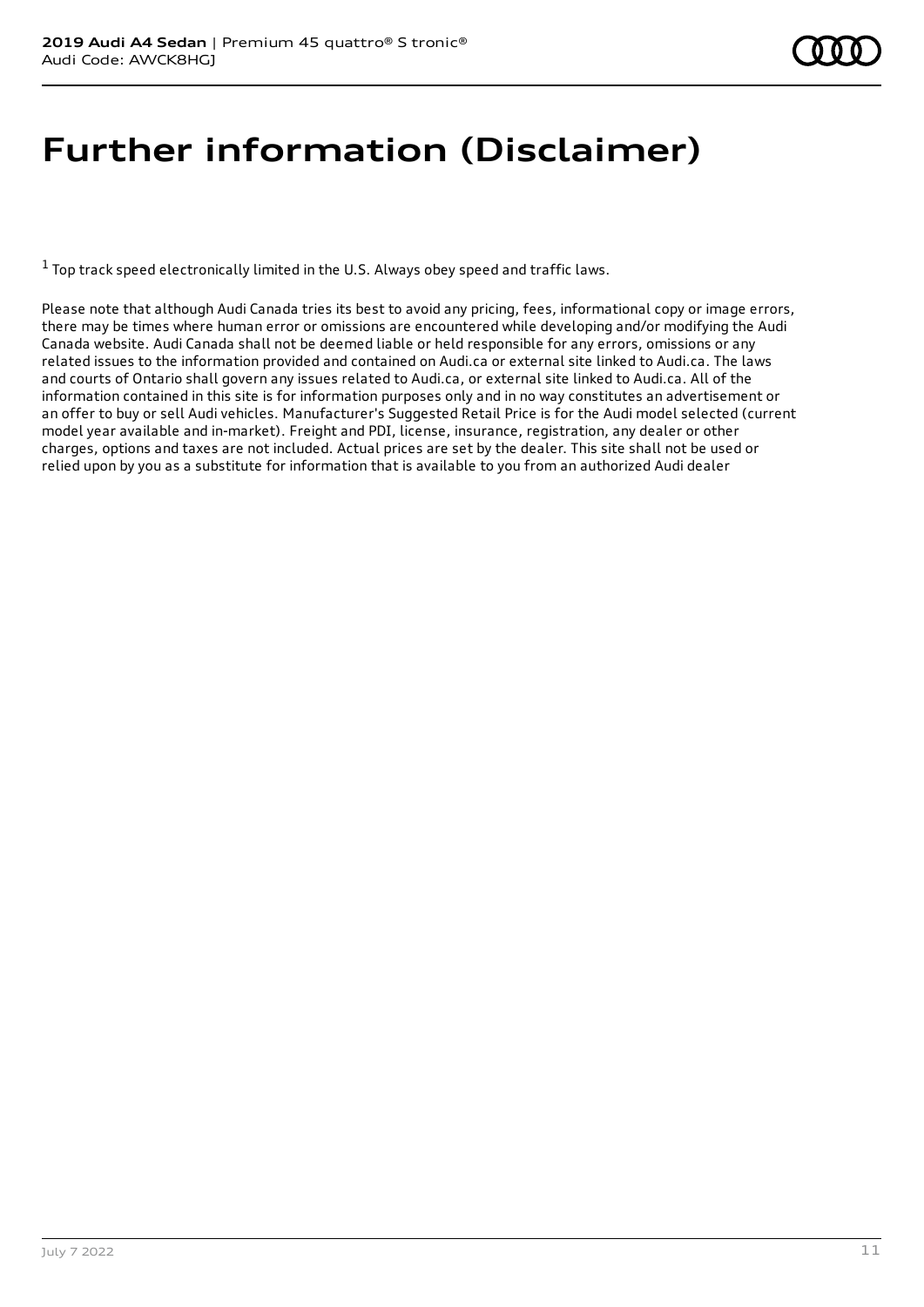# Further information (Disclaimer)

[1] Top track speed electronically limited in the U.S. Always obey speed and traffic laws.

Please note that although Audi Canada tries its best to avoid any pricing, fees, informational copy or image errors, there may be times where human error or omissions are encountered while developing and/or modifying the Audi Canada website. Audi Canada shall not be deemed liable or held responsible for any errors, omissions or any related issues to the information provided and contained on Audi.ca or external site linked to Audi.ca. The laws and courts of Ontario shall govern any issues related to Audi.ca, or external site linked to Audi.ca. All of the information contained in this site is for information purposes only and in no way constitutes an advertisement or an offer to buy or sell Audi vehicles. Manufacturer's Suggested Retail Price is for the Audi model selected (current model year available and in-market). Freight and PDI, license, insurance, registration, any dealer or other charges, options and taxes are not included. Actual prices are set by the dealer. This site shall not be used or relied upon by you as a substitute for information that is available to you from an authorized Audi dealer